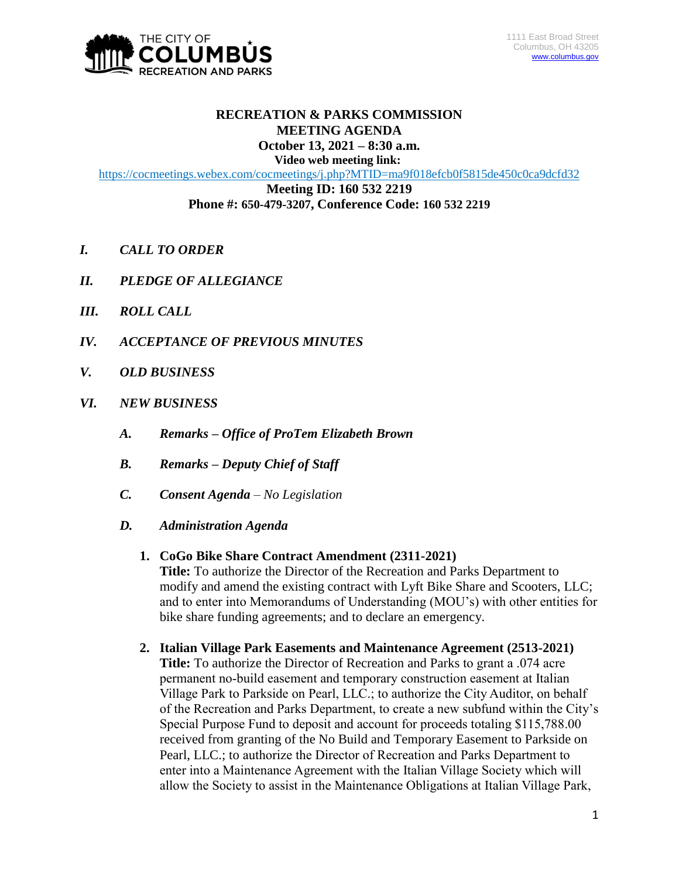THE CITY OF COLUMBUS RECREATION AND PARKS

1111 East Broad Street
Columbus, OH 43205
www.columbus.gov

# RECREATION & PARKS COMMISSION MEETING AGENDA

**October 13, 2021 – 8:30 a.m.**

**Video web meeting link:**

https://cocmeetings.webex.com/cocmeetings/j.php?MTID=ma9f018efcb0f5815de450c0ca9dcfd32

**Meeting ID: 160 532 2219**

**Phone #: 650-479-3207, Conference Code: 160 532 2219**

***I. CALL TO ORDER***

***II. PLEDGE OF ALLEGIANCE***

***III. ROLL CALL***

***IV. ACCEPTANCE OF PREVIOUS MINUTES***

***V. OLD BUSINESS***

***VI. NEW BUSINESS***

***A. Remarks – Office of ProTem Elizabeth Brown***

***B. Remarks – Deputy Chief of Staff***

***C. Consent Agenda*** *– No Legislation*

***D. Administration Agenda***

1. **CoGo Bike Share Contract Amendment (2311-2021)**
   **Title:** To authorize the Director of the Recreation and Parks Department to modify and amend the existing contract with Lyft Bike Share and Scooters, LLC; and to enter into Memorandums of Understanding (MOU's) with other entities for bike share funding agreements; and to declare an emergency.

2. **Italian Village Park Easements and Maintenance Agreement (2513-2021)**
   **Title:** To authorize the Director of Recreation and Parks to grant a .074 acre permanent no-build easement and temporary construction easement at Italian Village Park to Parkside on Pearl, LLC.; to authorize the City Auditor, on behalf of the Recreation and Parks Department, to create a new subfund within the City's Special Purpose Fund to deposit and account for proceeds totaling $115,788.00 received from granting of the No Build and Temporary Easement to Parkside on Pearl, LLC.; to authorize the Director of Recreation and Parks Department to enter into a Maintenance Agreement with the Italian Village Society which will allow the Society to assist in the Maintenance Obligations at Italian Village Park,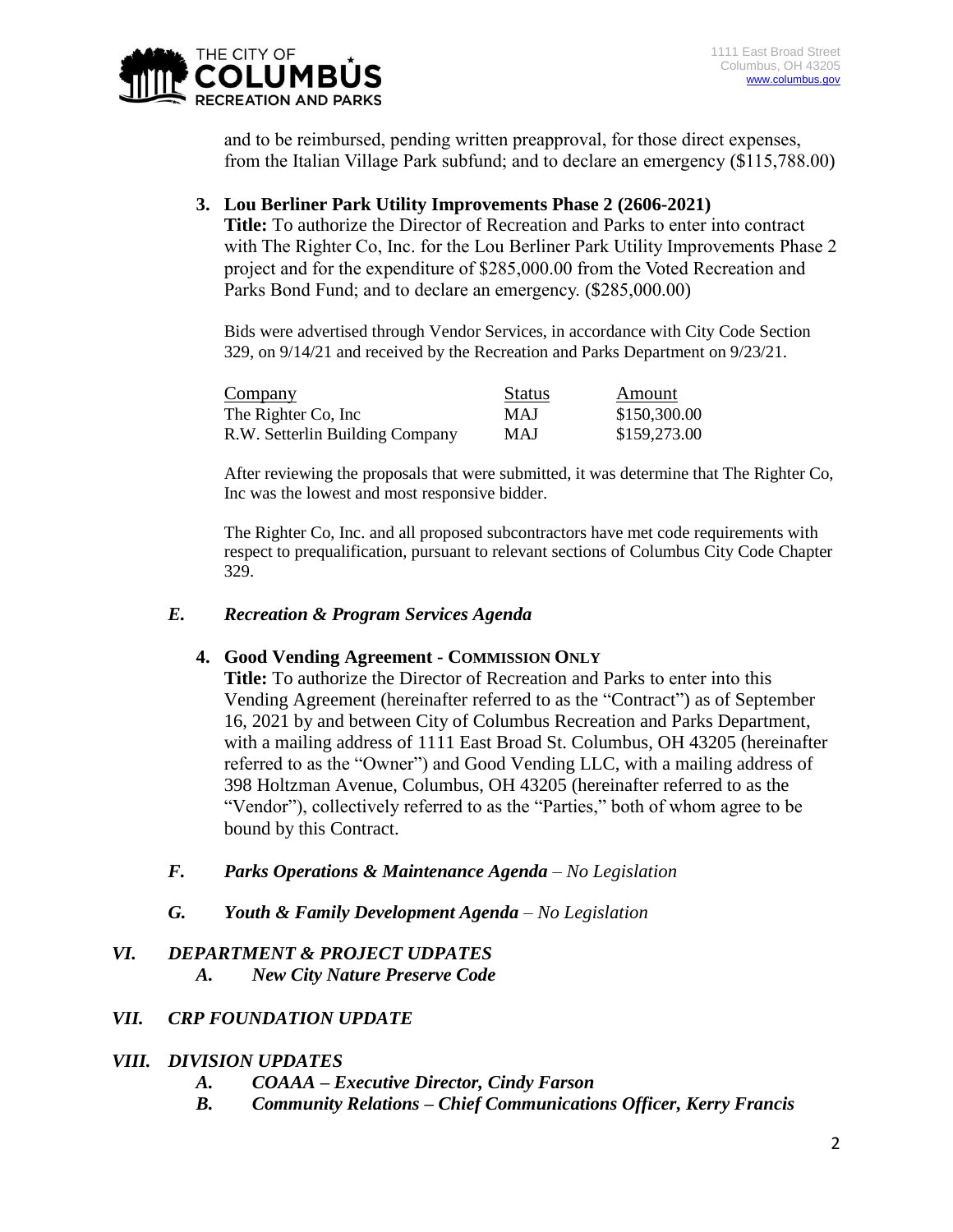and to be reimbursed, pending written preapproval, for those direct expenses, from the Italian Village Park subfund; and to declare an emergency ($115,788.00)

**3. Lou Berliner Park Utility Improvements Phase 2 (2606-2021)**

**Title:** To authorize the Director of Recreation and Parks to enter into contract with The Righter Co, Inc. for the Lou Berliner Park Utility Improvements Phase 2 project and for the expenditure of $285,000.00 from the Voted Recreation and Parks Bond Fund; and to declare an emergency. ($285,000.00)

Bids were advertised through Vendor Services, in accordance with City Code Section 329, on 9/14/21 and received by the Recreation and Parks Department on 9/23/21.

| Company | Status | Amount |
|---|---|---|
| The Righter Co, Inc | MAJ | $150,300.00 |
| R.W. Setterlin Building Company | MAJ | $159,273.00 |

After reviewing the proposals that were submitted, it was determine that The Righter Co, Inc was the lowest and most responsive bidder.

The Righter Co, Inc. and all proposed subcontractors have met code requirements with respect to prequalification, pursuant to relevant sections of Columbus City Code Chapter 329.

### *E. Recreation & Program Services Agenda*

**4. Good Vending Agreement - COMMISSION ONLY**

**Title:** To authorize the Director of Recreation and Parks to enter into this Vending Agreement (hereinafter referred to as the "Contract") as of September 16, 2021 by and between City of Columbus Recreation and Parks Department, with a mailing address of 1111 East Broad St. Columbus, OH 43205 (hereinafter referred to as the "Owner") and Good Vending LLC, with a mailing address of 398 Holtzman Avenue, Columbus, OH 43205 (hereinafter referred to as the "Vendor"), collectively referred to as the "Parties," both of whom agree to be bound by this Contract.

### *F. Parks Operations & Maintenance Agenda – No Legislation*

### *G. Youth & Family Development Agenda – No Legislation*

## *VI. DEPARTMENT & PROJECT UDPATES*

*A. New City Nature Preserve Code*

## *VII. CRP FOUNDATION UPDATE*

## *VIII. DIVISION UPDATES*

*A. COAAA – Executive Director, Cindy Farson*

*B. Community Relations – Chief Communications Officer, Kerry Francis*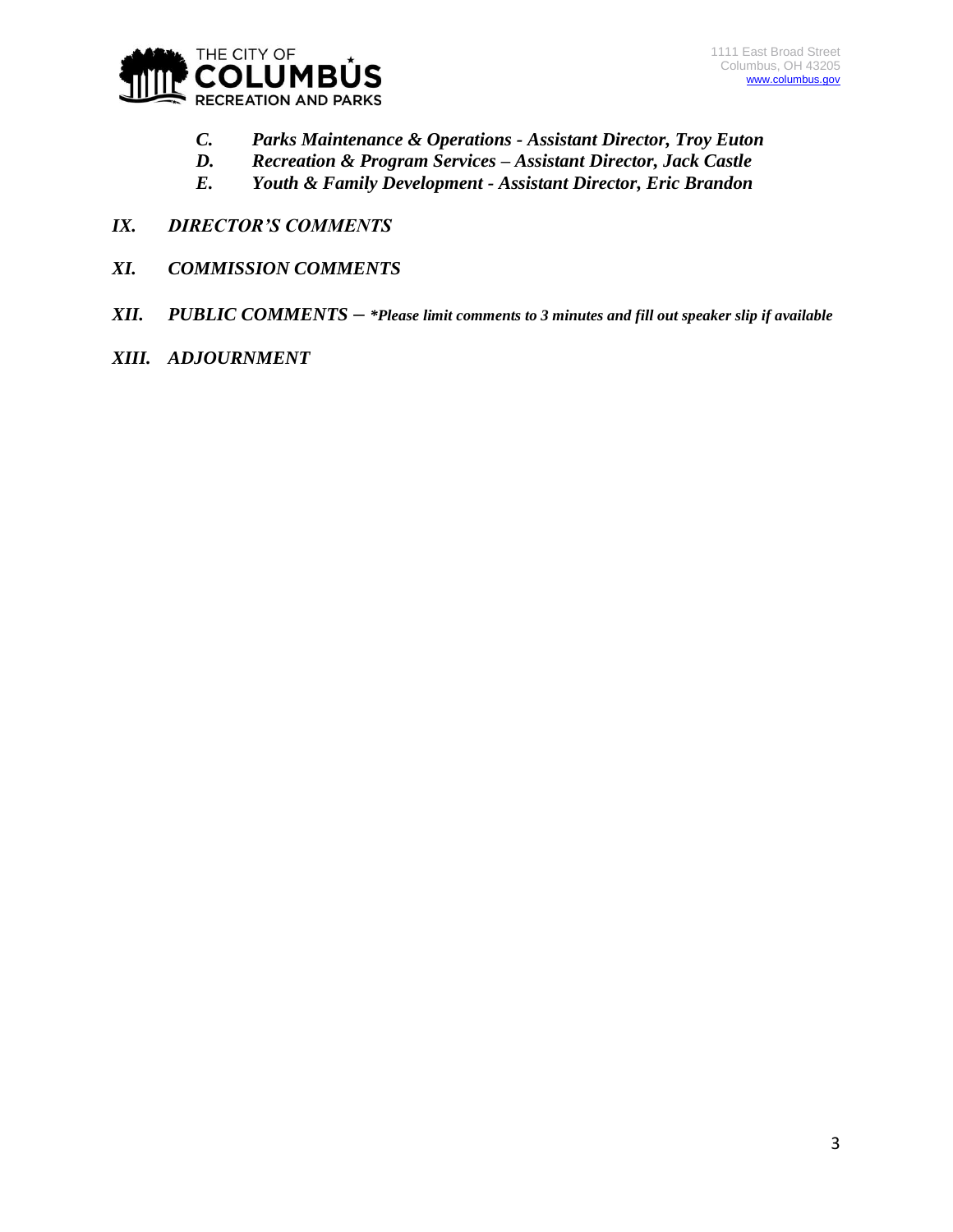*C. Parks Maintenance & Operations - Assistant Director, Troy Euton*
*D. Recreation & Program Services – Assistant Director, Jack Castle*
*E. Youth & Family Development - Assistant Director, Eric Brandon*

***IX. DIRECTOR'S COMMENTS***

***XI. COMMISSION COMMENTS***

***XII. PUBLIC COMMENTS** – **\*Please limit comments to 3 minutes and fill out speaker slip if available***

***XIII. ADJOURNMENT***